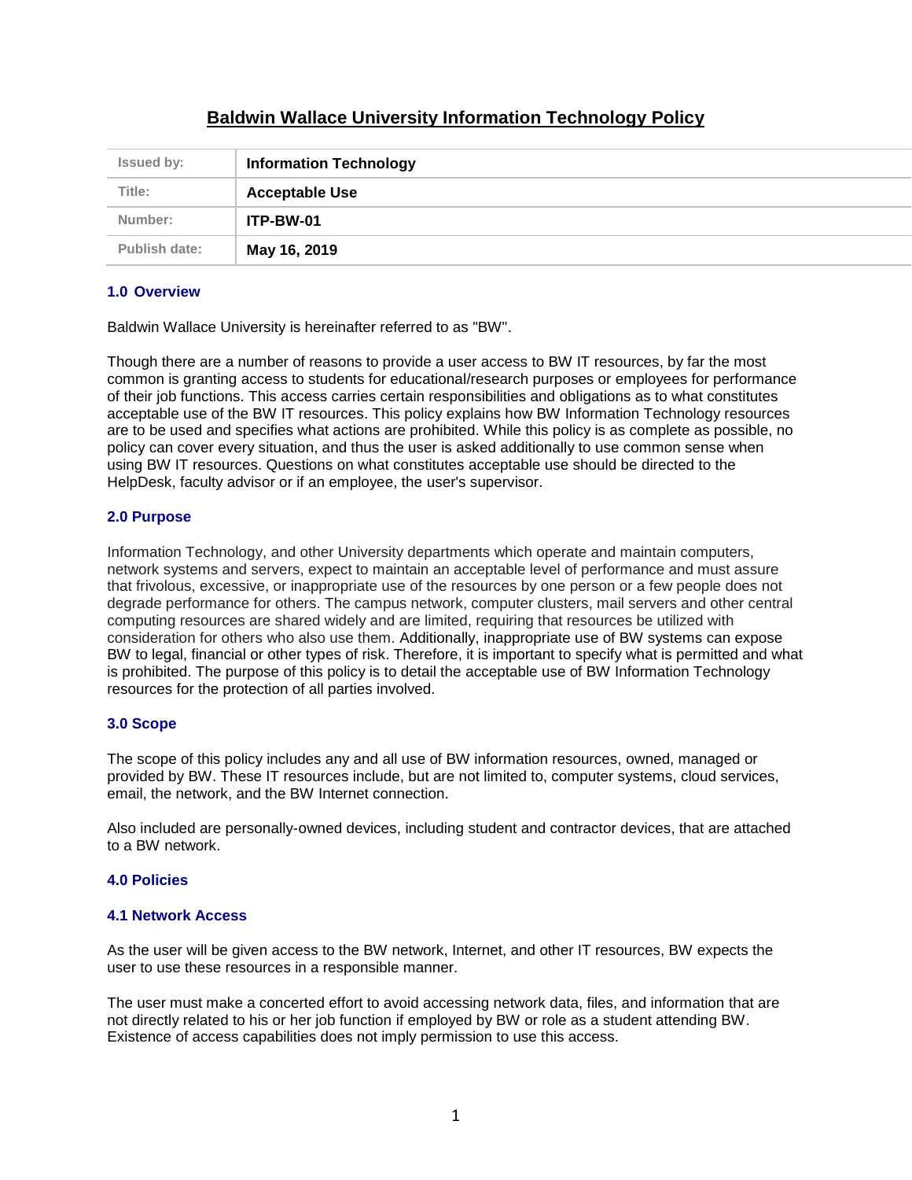# Baldwin Wallace University Information Technology Policy

| Issued by: | Information Technology |
|---|---|
| Title: | Acceptable Use |
| Number: | ITP-BW-01 |
| Publish date: | May 16, 2019 |

## 1.0 Overview

Baldwin Wallace University is hereinafter referred to as "BW".

Though there are a number of reasons to provide a user access to BW IT resources, by far the most common is granting access to students for educational/research purposes or employees for performance of their job functions. This access carries certain responsibilities and obligations as to what constitutes acceptable use of the BW IT resources. This policy explains how BW Information Technology resources are to be used and specifies what actions are prohibited. While this policy is as complete as possible, no policy can cover every situation, and thus the user is asked additionally to use common sense when using BW IT resources. Questions on what constitutes acceptable use should be directed to the HelpDesk, faculty advisor or if an employee, the user's supervisor.

## 2.0 Purpose

Information Technology, and other University departments which operate and maintain computers, network systems and servers, expect to maintain an acceptable level of performance and must assure that frivolous, excessive, or inappropriate use of the resources by one person or a few people does not degrade performance for others. The campus network, computer clusters, mail servers and other central computing resources are shared widely and are limited, requiring that resources be utilized with consideration for others who also use them. Additionally, inappropriate use of BW systems can expose BW to legal, financial or other types of risk. Therefore, it is important to specify what is permitted and what is prohibited. The purpose of this policy is to detail the acceptable use of BW Information Technology resources for the protection of all parties involved.

## 3.0 Scope

The scope of this policy includes any and all use of BW information resources, owned, managed or provided by BW. These IT resources include, but are not limited to, computer systems, cloud services, email, the network, and the BW Internet connection.

Also included are personally-owned devices, including student and contractor devices, that are attached to a BW network.

## 4.0 Policies

### 4.1 Network Access

As the user will be given access to the BW network, Internet, and other IT resources, BW expects the user to use these resources in a responsible manner.

The user must make a concerted effort to avoid accessing network data, files, and information that are not directly related to his or her job function if employed by BW or role as a student attending BW. Existence of access capabilities does not imply permission to use this access.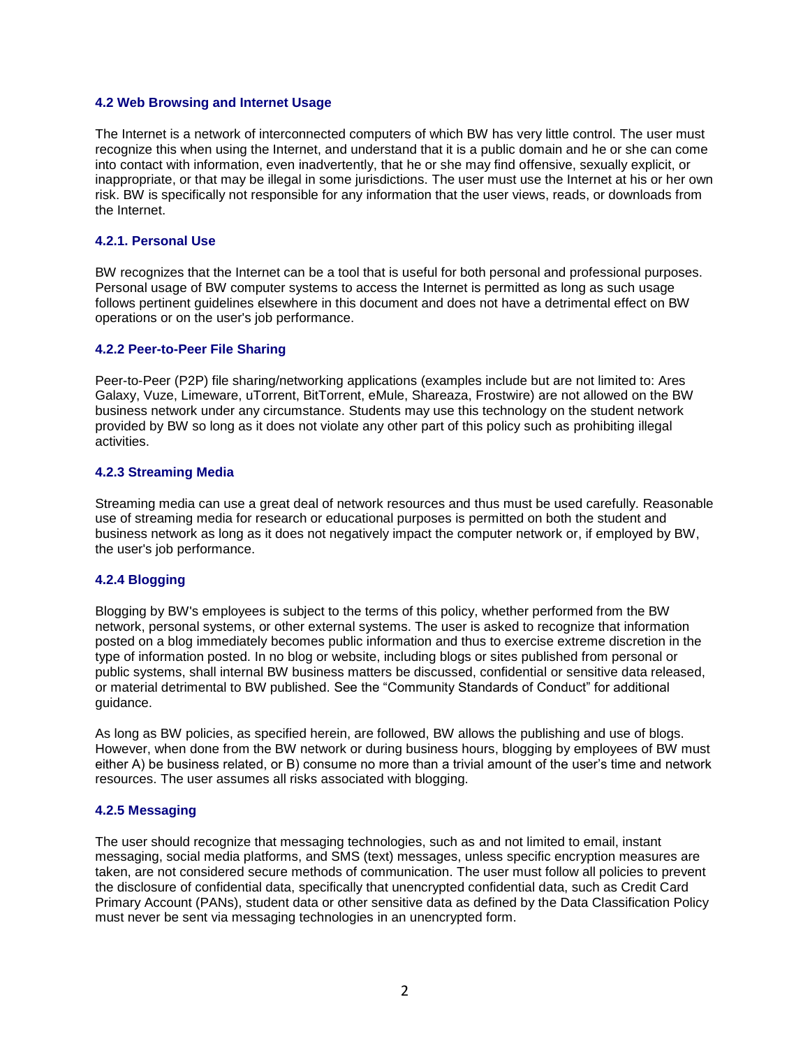### 4.2 Web Browsing and Internet Usage

The Internet is a network of interconnected computers of which BW has very little control. The user must recognize this when using the Internet, and understand that it is a public domain and he or she can come into contact with information, even inadvertently, that he or she may find offensive, sexually explicit, or inappropriate, or that may be illegal in some jurisdictions. The user must use the Internet at his or her own risk. BW is specifically not responsible for any information that the user views, reads, or downloads from the Internet.

#### 4.2.1. Personal Use

BW recognizes that the Internet can be a tool that is useful for both personal and professional purposes. Personal usage of BW computer systems to access the Internet is permitted as long as such usage follows pertinent guidelines elsewhere in this document and does not have a detrimental effect on BW operations or on the user's job performance.

#### 4.2.2 Peer-to-Peer File Sharing

Peer-to-Peer (P2P) file sharing/networking applications (examples include but are not limited to: Ares Galaxy, Vuze, Limeware, uTorrent, BitTorrent, eMule, Shareaza, Frostwire) are not allowed on the BW business network under any circumstance. Students may use this technology on the student network provided by BW so long as it does not violate any other part of this policy such as prohibiting illegal activities.

#### 4.2.3 Streaming Media

Streaming media can use a great deal of network resources and thus must be used carefully. Reasonable use of streaming media for research or educational purposes is permitted on both the student and business network as long as it does not negatively impact the computer network or, if employed by BW, the user's job performance.

#### 4.2.4 Blogging

Blogging by BW's employees is subject to the terms of this policy, whether performed from the BW network, personal systems, or other external systems. The user is asked to recognize that information posted on a blog immediately becomes public information and thus to exercise extreme discretion in the type of information posted. In no blog or website, including blogs or sites published from personal or public systems, shall internal BW business matters be discussed, confidential or sensitive data released, or material detrimental to BW published. See the "Community Standards of Conduct" for additional guidance.

As long as BW policies, as specified herein, are followed, BW allows the publishing and use of blogs. However, when done from the BW network or during business hours, blogging by employees of BW must either A) be business related, or B) consume no more than a trivial amount of the user's time and network resources. The user assumes all risks associated with blogging.

#### 4.2.5 Messaging

The user should recognize that messaging technologies, such as and not limited to email, instant messaging, social media platforms, and SMS (text) messages, unless specific encryption measures are taken, are not considered secure methods of communication. The user must follow all policies to prevent the disclosure of confidential data, specifically that unencrypted confidential data, such as Credit Card Primary Account (PANs), student data or other sensitive data as defined by the Data Classification Policy must never be sent via messaging technologies in an unencrypted form.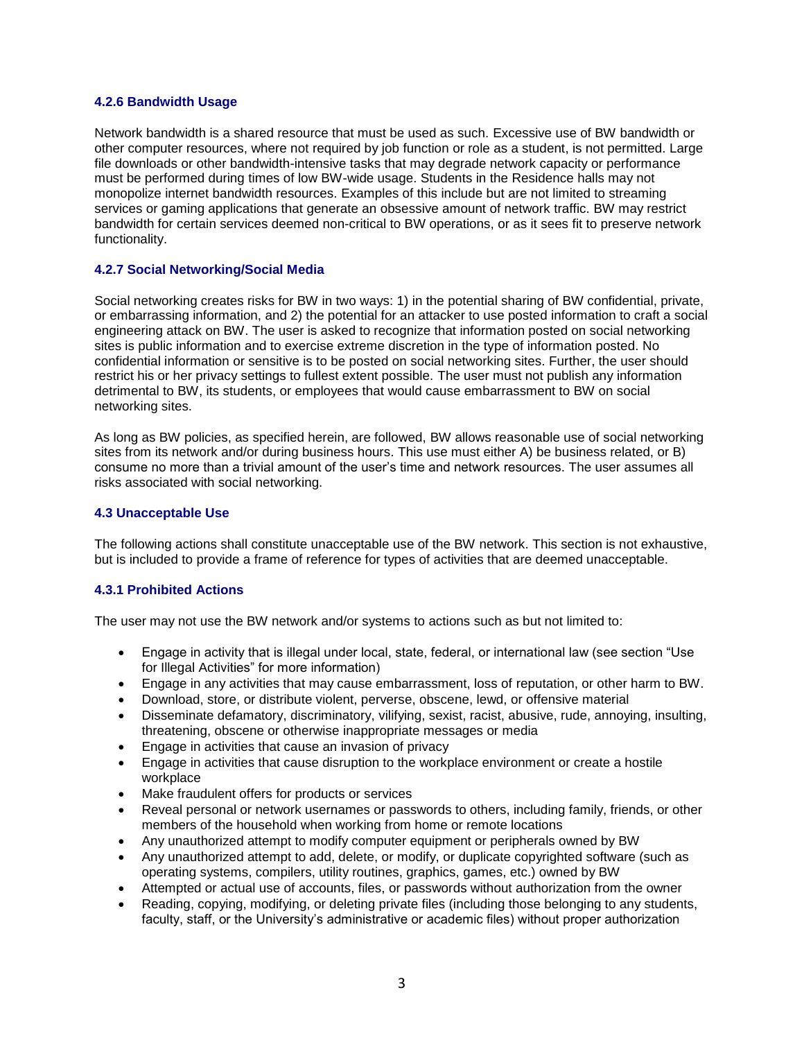### 4.2.6 Bandwidth Usage

Network bandwidth is a shared resource that must be used as such. Excessive use of BW bandwidth or other computer resources, where not required by job function or role as a student, is not permitted. Large file downloads or other bandwidth-intensive tasks that may degrade network capacity or performance must be performed during times of low BW-wide usage. Students in the Residence halls may not monopolize internet bandwidth resources. Examples of this include but are not limited to streaming services or gaming applications that generate an obsessive amount of network traffic. BW may restrict bandwidth for certain services deemed non-critical to BW operations, or as it sees fit to preserve network functionality.

### 4.2.7 Social Networking/Social Media

Social networking creates risks for BW in two ways: 1) in the potential sharing of BW confidential, private, or embarrassing information, and 2) the potential for an attacker to use posted information to craft a social engineering attack on BW. The user is asked to recognize that information posted on social networking sites is public information and to exercise extreme discretion in the type of information posted. No confidential information or sensitive is to be posted on social networking sites. Further, the user should restrict his or her privacy settings to fullest extent possible. The user must not publish any information detrimental to BW, its students, or employees that would cause embarrassment to BW on social networking sites.

As long as BW policies, as specified herein, are followed, BW allows reasonable use of social networking sites from its network and/or during business hours. This use must either A) be business related, or B) consume no more than a trivial amount of the user's time and network resources. The user assumes all risks associated with social networking.

### 4.3 Unacceptable Use

The following actions shall constitute unacceptable use of the BW network. This section is not exhaustive, but is included to provide a frame of reference for types of activities that are deemed unacceptable.

### 4.3.1 Prohibited Actions

The user may not use the BW network and/or systems to actions such as but not limited to:

- Engage in activity that is illegal under local, state, federal, or international law (see section "Use for Illegal Activities" for more information)
- Engage in any activities that may cause embarrassment, loss of reputation, or other harm to BW.
- Download, store, or distribute violent, perverse, obscene, lewd, or offensive material
- Disseminate defamatory, discriminatory, vilifying, sexist, racist, abusive, rude, annoying, insulting, threatening, obscene or otherwise inappropriate messages or media
- Engage in activities that cause an invasion of privacy
- Engage in activities that cause disruption to the workplace environment or create a hostile workplace
- Make fraudulent offers for products or services
- Reveal personal or network usernames or passwords to others, including family, friends, or other members of the household when working from home or remote locations
- Any unauthorized attempt to modify computer equipment or peripherals owned by BW
- Any unauthorized attempt to add, delete, or modify, or duplicate copyrighted software (such as operating systems, compilers, utility routines, graphics, games, etc.) owned by BW
- Attempted or actual use of accounts, files, or passwords without authorization from the owner
- Reading, copying, modifying, or deleting private files (including those belonging to any students, faculty, staff, or the University's administrative or academic files) without proper authorization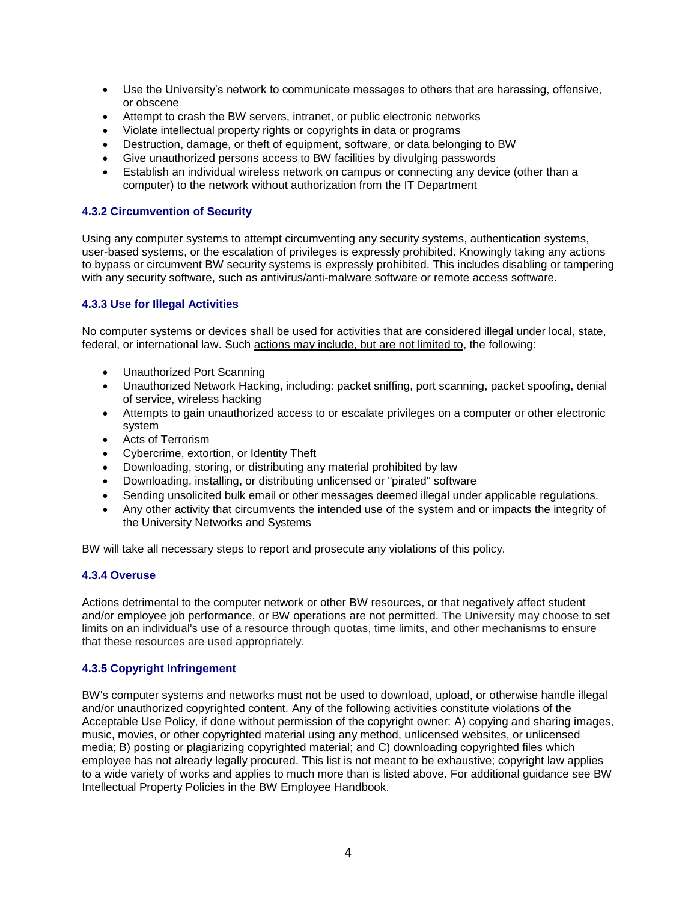- Use the University's network to communicate messages to others that are harassing, offensive, or obscene
- Attempt to crash the BW servers, intranet, or public electronic networks
- Violate intellectual property rights or copyrights in data or programs
- Destruction, damage, or theft of equipment, software, or data belonging to BW
- Give unauthorized persons access to BW facilities by divulging passwords
- Establish an individual wireless network on campus or connecting any device (other than a computer) to the network without authorization from the IT Department

### 4.3.2 Circumvention of Security

Using any computer systems to attempt circumventing any security systems, authentication systems, user-based systems, or the escalation of privileges is expressly prohibited. Knowingly taking any actions to bypass or circumvent BW security systems is expressly prohibited. This includes disabling or tampering with any security software, such as antivirus/anti-malware software or remote access software.

### 4.3.3 Use for Illegal Activities

No computer systems or devices shall be used for activities that are considered illegal under local, state, federal, or international law. Such actions may include, but are not limited to, the following:

- Unauthorized Port Scanning
- Unauthorized Network Hacking, including: packet sniffing, port scanning, packet spoofing, denial of service, wireless hacking
- Attempts to gain unauthorized access to or escalate privileges on a computer or other electronic system
- Acts of Terrorism
- Cybercrime, extortion, or Identity Theft
- Downloading, storing, or distributing any material prohibited by law
- Downloading, installing, or distributing unlicensed or "pirated" software
- Sending unsolicited bulk email or other messages deemed illegal under applicable regulations.
- Any other activity that circumvents the intended use of the system and or impacts the integrity of the University Networks and Systems

BW will take all necessary steps to report and prosecute any violations of this policy.

### 4.3.4 Overuse

Actions detrimental to the computer network or other BW resources, or that negatively affect student and/or employee job performance, or BW operations are not permitted. The University may choose to set limits on an individual's use of a resource through quotas, time limits, and other mechanisms to ensure that these resources are used appropriately.

### 4.3.5 Copyright Infringement

BW's computer systems and networks must not be used to download, upload, or otherwise handle illegal and/or unauthorized copyrighted content. Any of the following activities constitute violations of the Acceptable Use Policy, if done without permission of the copyright owner: A) copying and sharing images, music, movies, or other copyrighted material using any method, unlicensed websites, or unlicensed media; B) posting or plagiarizing copyrighted material; and C) downloading copyrighted files which employee has not already legally procured. This list is not meant to be exhaustive; copyright law applies to a wide variety of works and applies to much more than is listed above. For additional guidance see BW Intellectual Property Policies in the BW Employee Handbook.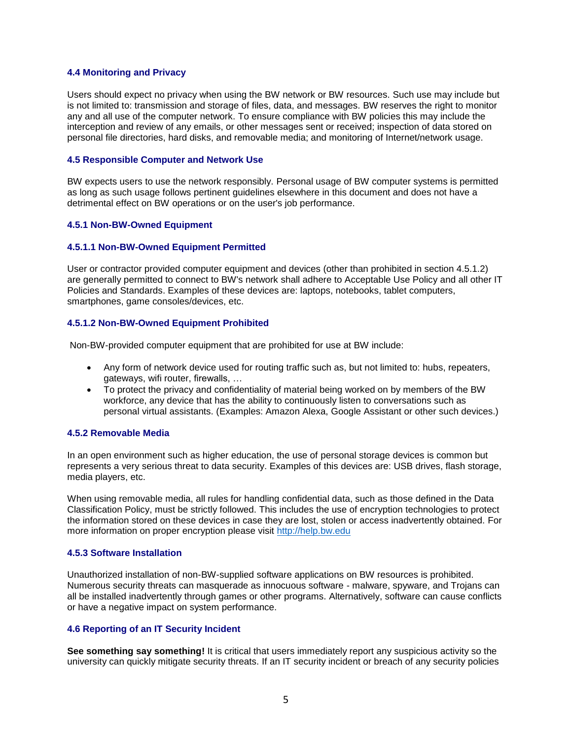### 4.4 Monitoring and Privacy

Users should expect no privacy when using the BW network or BW resources. Such use may include but is not limited to: transmission and storage of files, data, and messages. BW reserves the right to monitor any and all use of the computer network. To ensure compliance with BW policies this may include the interception and review of any emails, or other messages sent or received; inspection of data stored on personal file directories, hard disks, and removable media; and monitoring of Internet/network usage.

### 4.5 Responsible Computer and Network Use

BW expects users to use the network responsibly. Personal usage of BW computer systems is permitted as long as such usage follows pertinent guidelines elsewhere in this document and does not have a detrimental effect on BW operations or on the user's job performance.

#### 4.5.1 Non-BW-Owned Equipment

##### 4.5.1.1 Non-BW-Owned Equipment Permitted

User or contractor provided computer equipment and devices (other than prohibited in section 4.5.1.2) are generally permitted to connect to BW's network shall adhere to Acceptable Use Policy and all other IT Policies and Standards. Examples of these devices are: laptops, notebooks, tablet computers, smartphones, game consoles/devices, etc.

##### 4.5.1.2 Non-BW-Owned Equipment Prohibited

Non-BW-provided computer equipment that are prohibited for use at BW include:

- Any form of network device used for routing traffic such as, but not limited to: hubs, repeaters, gateways, wifi router, firewalls, …
- To protect the privacy and confidentiality of material being worked on by members of the BW workforce, any device that has the ability to continuously listen to conversations such as personal virtual assistants. (Examples: Amazon Alexa, Google Assistant or other such devices.)

#### 4.5.2 Removable Media

In an open environment such as higher education, the use of personal storage devices is common but represents a very serious threat to data security. Examples of this devices are: USB drives, flash storage, media players, etc.

When using removable media, all rules for handling confidential data, such as those defined in the Data Classification Policy, must be strictly followed. This includes the use of encryption technologies to protect the information stored on these devices in case they are lost, stolen or access inadvertently obtained. For more information on proper encryption please visit [http://help.bw.edu](http://help.bw.edu)

#### 4.5.3 Software Installation

Unauthorized installation of non-BW-supplied software applications on BW resources is prohibited. Numerous security threats can masquerade as innocuous software - malware, spyware, and Trojans can all be installed inadvertently through games or other programs. Alternatively, software can cause conflicts or have a negative impact on system performance.

### 4.6 Reporting of an IT Security Incident

**See something say something!** It is critical that users immediately report any suspicious activity so the university can quickly mitigate security threats. If an IT security incident or breach of any security policies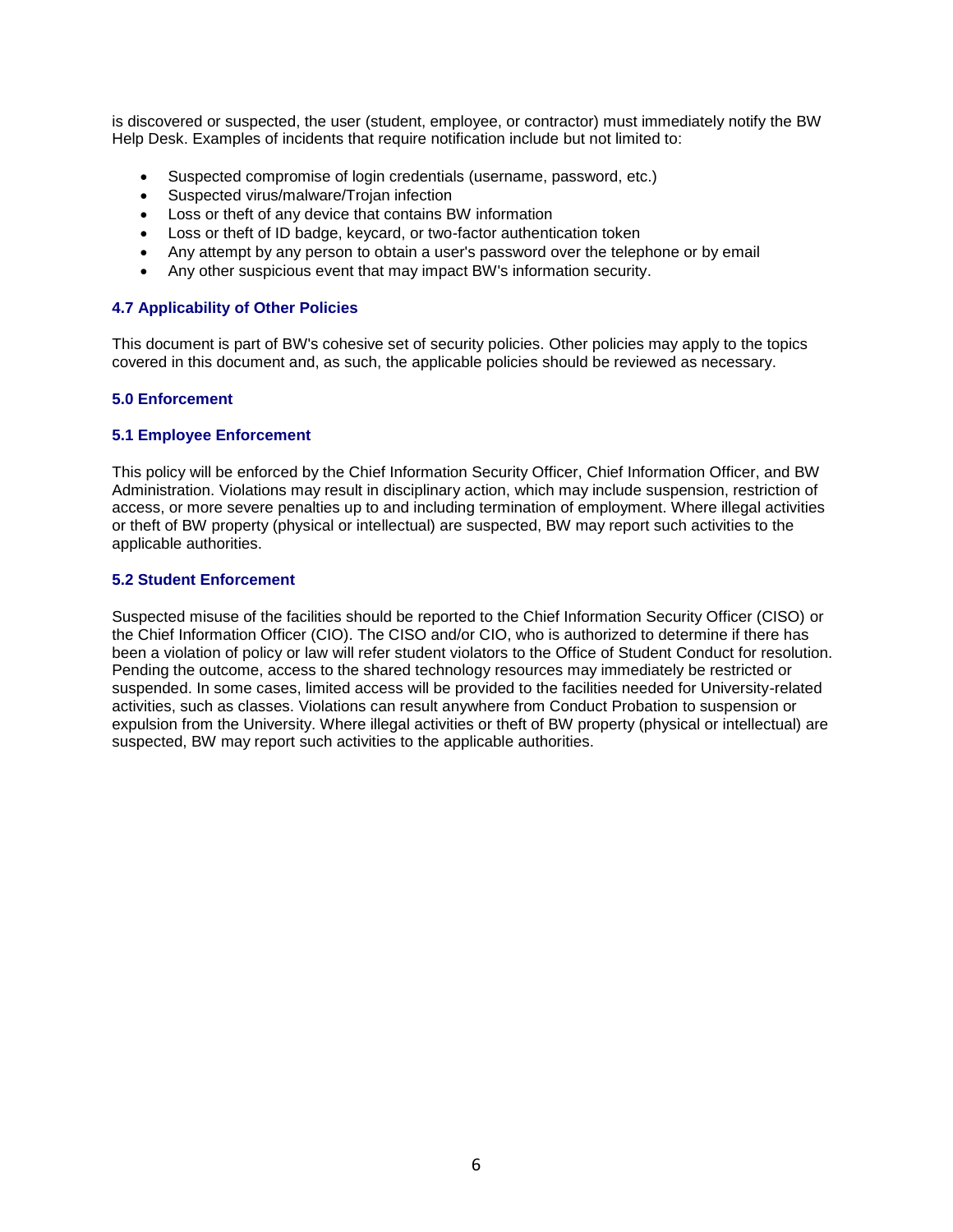is discovered or suspected, the user (student, employee, or contractor) must immediately notify the BW Help Desk. Examples of incidents that require notification include but not limited to:

- Suspected compromise of login credentials (username, password, etc.)
- Suspected virus/malware/Trojan infection
- Loss or theft of any device that contains BW information
- Loss or theft of ID badge, keycard, or two-factor authentication token
- Any attempt by any person to obtain a user's password over the telephone or by email
- Any other suspicious event that may impact BW's information security.

### 4.7 Applicability of Other Policies

This document is part of BW's cohesive set of security policies. Other policies may apply to the topics covered in this document and, as such, the applicable policies should be reviewed as necessary.

## 5.0 Enforcement

### 5.1 Employee Enforcement

This policy will be enforced by the Chief Information Security Officer, Chief Information Officer, and BW Administration. Violations may result in disciplinary action, which may include suspension, restriction of access, or more severe penalties up to and including termination of employment. Where illegal activities or theft of BW property (physical or intellectual) are suspected, BW may report such activities to the applicable authorities.

### 5.2 Student Enforcement

Suspected misuse of the facilities should be reported to the Chief Information Security Officer (CISO) or the Chief Information Officer (CIO). The CISO and/or CIO, who is authorized to determine if there has been a violation of policy or law will refer student violators to the Office of Student Conduct for resolution. Pending the outcome, access to the shared technology resources may immediately be restricted or suspended. In some cases, limited access will be provided to the facilities needed for University-related activities, such as classes. Violations can result anywhere from Conduct Probation to suspension or expulsion from the University. Where illegal activities or theft of BW property (physical or intellectual) are suspected, BW may report such activities to the applicable authorities.